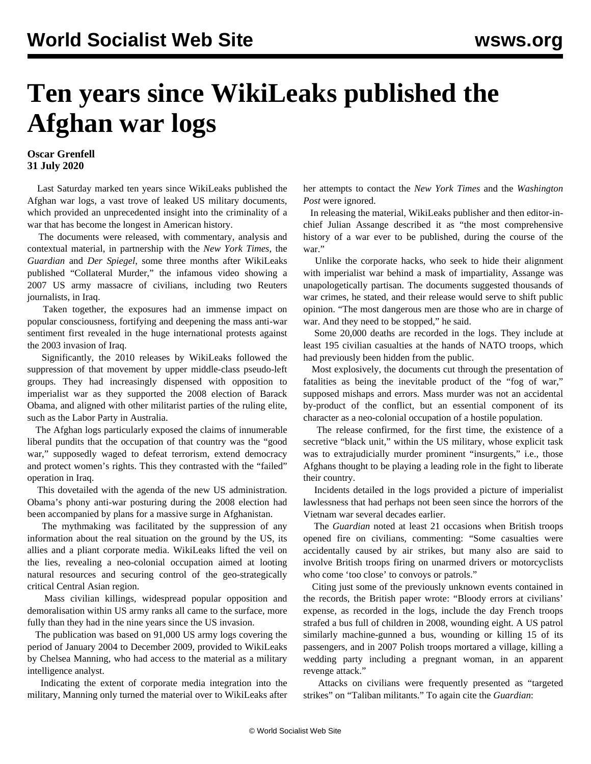# Ten years since WikiLeaks published the Afghan war logs

**Oscar Grenfell**
**31 July 2020**

Last Saturday marked ten years since WikiLeaks published the Afghan war logs, a vast trove of leaked US military documents, which provided an unprecedented insight into the criminality of a war that has become the longest in American history.

The documents were released, with commentary, analysis and contextual material, in partnership with the *New York Times*, the *Guardian* and *Der Spiegel*, some three months after WikiLeaks published "Collateral Murder," the infamous video showing a 2007 US army massacre of civilians, including two Reuters journalists, in Iraq.

Taken together, the exposures had an immense impact on popular consciousness, fortifying and deepening the mass anti-war sentiment first revealed in the huge international protests against the 2003 invasion of Iraq.

Significantly, the 2010 releases by WikiLeaks followed the suppression of that movement by upper middle-class pseudo-left groups. They had increasingly dispensed with opposition to imperialist war as they supported the 2008 election of Barack Obama, and aligned with other militarist parties of the ruling elite, such as the Labor Party in Australia.

The Afghan logs particularly exposed the claims of innumerable liberal pundits that the occupation of that country was the "good war," supposedly waged to defeat terrorism, extend democracy and protect women's rights. This they contrasted with the "failed" operation in Iraq.

This dovetailed with the agenda of the new US administration. Obama's phony anti-war posturing during the 2008 election had been accompanied by plans for a massive surge in Afghanistan.

The mythmaking was facilitated by the suppression of any information about the real situation on the ground by the US, its allies and a pliant corporate media. WikiLeaks lifted the veil on the lies, revealing a neo-colonial occupation aimed at looting natural resources and securing control of the geo-strategically critical Central Asian region.

Mass civilian killings, widespread popular opposition and demoralisation within US army ranks all came to the surface, more fully than they had in the nine years since the US invasion.

The publication was based on 91,000 US army logs covering the period of January 2004 to December 2009, provided to WikiLeaks by Chelsea Manning, who had access to the material as a military intelligence analyst.

Indicating the extent of corporate media integration into the military, Manning only turned the material over to WikiLeaks after her attempts to contact the *New York Times* and the *Washington Post* were ignored.

In releasing the material, WikiLeaks publisher and then editor-in-chief Julian Assange described it as "the most comprehensive history of a war ever to be published, during the course of the war."

Unlike the corporate hacks, who seek to hide their alignment with imperialist war behind a mask of impartiality, Assange was unapologetically partisan. The documents suggested thousands of war crimes, he stated, and their release would serve to shift public opinion. "The most dangerous men are those who are in charge of war. And they need to be stopped," he said.

Some 20,000 deaths are recorded in the logs. They include at least 195 civilian casualties at the hands of NATO troops, which had previously been hidden from the public.

Most explosively, the documents cut through the presentation of fatalities as being the inevitable product of the "fog of war," supposed mishaps and errors. Mass murder was not an accidental by-product of the conflict, but an essential component of its character as a neo-colonial occupation of a hostile population.

The release confirmed, for the first time, the existence of a secretive "black unit," within the US military, whose explicit task was to extrajudicially murder prominent "insurgents," i.e., those Afghans thought to be playing a leading role in the fight to liberate their country.

Incidents detailed in the logs provided a picture of imperialist lawlessness that had perhaps not been seen since the horrors of the Vietnam war several decades earlier.

The *Guardian* noted at least 21 occasions when British troops opened fire on civilians, commenting: "Some casualties were accidentally caused by air strikes, but many also are said to involve British troops firing on unarmed drivers or motorcyclists who come 'too close' to convoys or patrols."

Citing just some of the previously unknown events contained in the records, the British paper wrote: "Bloody errors at civilians' expense, as recorded in the logs, include the day French troops strafed a bus full of children in 2008, wounding eight. A US patrol similarly machine-gunned a bus, wounding or killing 15 of its passengers, and in 2007 Polish troops mortared a village, killing a wedding party including a pregnant woman, in an apparent revenge attack."

Attacks on civilians were frequently presented as "targeted strikes" on "Taliban militants." To again cite the *Guardian*: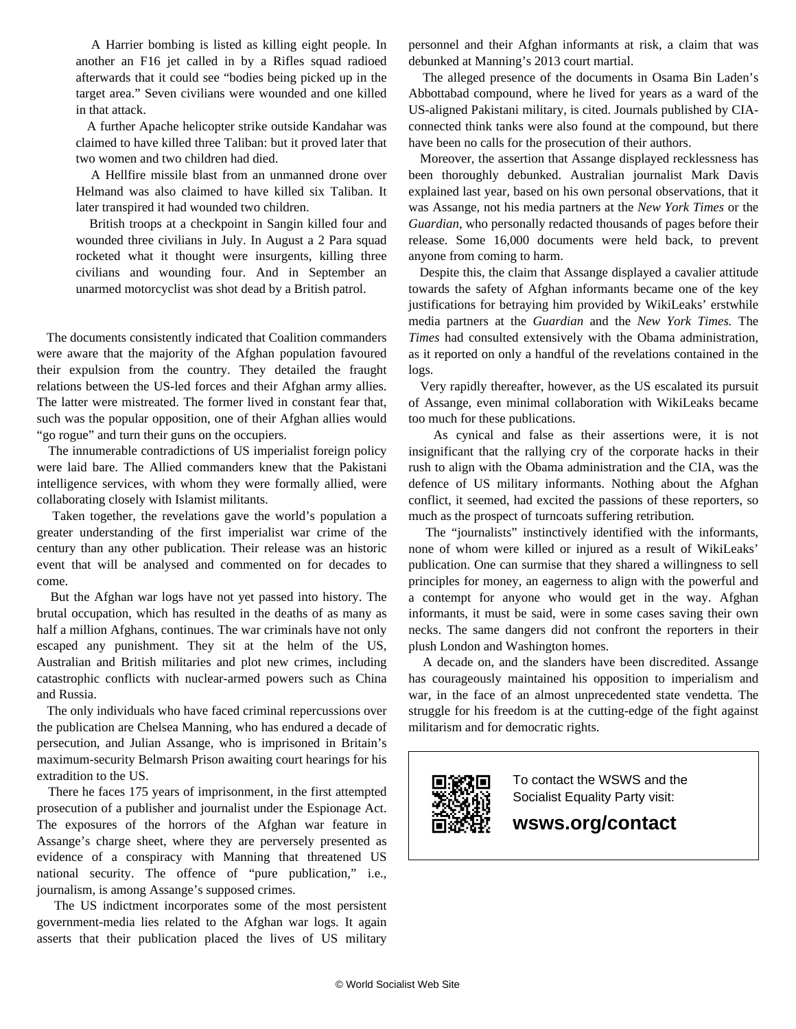A Harrier bombing is listed as killing eight people. In another an F16 jet called in by a Rifles squad radioed afterwards that it could see "bodies being picked up in the target area." Seven civilians were wounded and one killed in that attack.

A further Apache helicopter strike outside Kandahar was claimed to have killed three Taliban: but it proved later that two women and two children had died.

A Hellfire missile blast from an unmanned drone over Helmand was also claimed to have killed six Taliban. It later transpired it had wounded two children.

British troops at a checkpoint in Sangin killed four and wounded three civilians in July. In August a 2 Para squad rocketed what it thought were insurgents, killing three civilians and wounding four. And in September an unarmed motorcyclist was shot dead by a British patrol.

The documents consistently indicated that Coalition commanders were aware that the majority of the Afghan population favoured their expulsion from the country. They detailed the fraught relations between the US-led forces and their Afghan army allies. The latter were mistreated. The former lived in constant fear that, such was the popular opposition, one of their Afghan allies would "go rogue" and turn their guns on the occupiers.

The innumerable contradictions of US imperialist foreign policy were laid bare. The Allied commanders knew that the Pakistani intelligence services, with whom they were formally allied, were collaborating closely with Islamist militants.

Taken together, the revelations gave the world's population a greater understanding of the first imperialist war crime of the century than any other publication. Their release was an historic event that will be analysed and commented on for decades to come.

But the Afghan war logs have not yet passed into history. The brutal occupation, which has resulted in the deaths of as many as half a million Afghans, continues. The war criminals have not only escaped any punishment. They sit at the helm of the US, Australian and British militaries and plot new crimes, including catastrophic conflicts with nuclear-armed powers such as China and Russia.

The only individuals who have faced criminal repercussions over the publication are Chelsea Manning, who has endured a decade of persecution, and Julian Assange, who is imprisoned in Britain's maximum-security Belmarsh Prison awaiting court hearings for his extradition to the US.

There he faces 175 years of imprisonment, in the first attempted prosecution of a publisher and journalist under the Espionage Act. The exposures of the horrors of the Afghan war feature in Assange's charge sheet, where they are perversely presented as evidence of a conspiracy with Manning that threatened US national security. The offence of "pure publication," i.e., journalism, is among Assange's supposed crimes.

The US indictment incorporates some of the most persistent government-media lies related to the Afghan war logs. It again asserts that their publication placed the lives of US military personnel and their Afghan informants at risk, a claim that was debunked at Manning's 2013 court martial.

The alleged presence of the documents in Osama Bin Laden's Abbottabad compound, where he lived for years as a ward of the US-aligned Pakistani military, is cited. Journals published by CIA-connected think tanks were also found at the compound, but there have been no calls for the prosecution of their authors.

Moreover, the assertion that Assange displayed recklessness has been thoroughly debunked. Australian journalist Mark Davis explained last year, based on his own personal observations, that it was Assange, not his media partners at the *New York Times* or the *Guardian*, who personally redacted thousands of pages before their release. Some 16,000 documents were held back, to prevent anyone from coming to harm.

Despite this, the claim that Assange displayed a cavalier attitude towards the safety of Afghan informants became one of the key justifications for betraying him provided by WikiLeaks' erstwhile media partners at the *Guardian* and the *New York Times*. The *Times* had consulted extensively with the Obama administration, as it reported on only a handful of the revelations contained in the logs.

Very rapidly thereafter, however, as the US escalated its pursuit of Assange, even minimal collaboration with WikiLeaks became too much for these publications.

As cynical and false as their assertions were, it is not insignificant that the rallying cry of the corporate hacks in their rush to align with the Obama administration and the CIA, was the defence of US military informants. Nothing about the Afghan conflict, it seemed, had excited the passions of these reporters, so much as the prospect of turncoats suffering retribution.

The "journalists" instinctively identified with the informants, none of whom were killed or injured as a result of WikiLeaks' publication. One can surmise that they shared a willingness to sell principles for money, an eagerness to align with the powerful and a contempt for anyone who would get in the way. Afghan informants, it must be said, were in some cases saving their own necks. The same dangers did not confront the reporters in their plush London and Washington homes.

A decade on, and the slanders have been discredited. Assange has courageously maintained his opposition to imperialism and war, in the face of an almost unprecedented state vendetta. The struggle for his freedom is at the cutting-edge of the fight against militarism and for democratic rights.

To contact the WSWS and the Socialist Equality Party visit:

**wsws.org/contact**